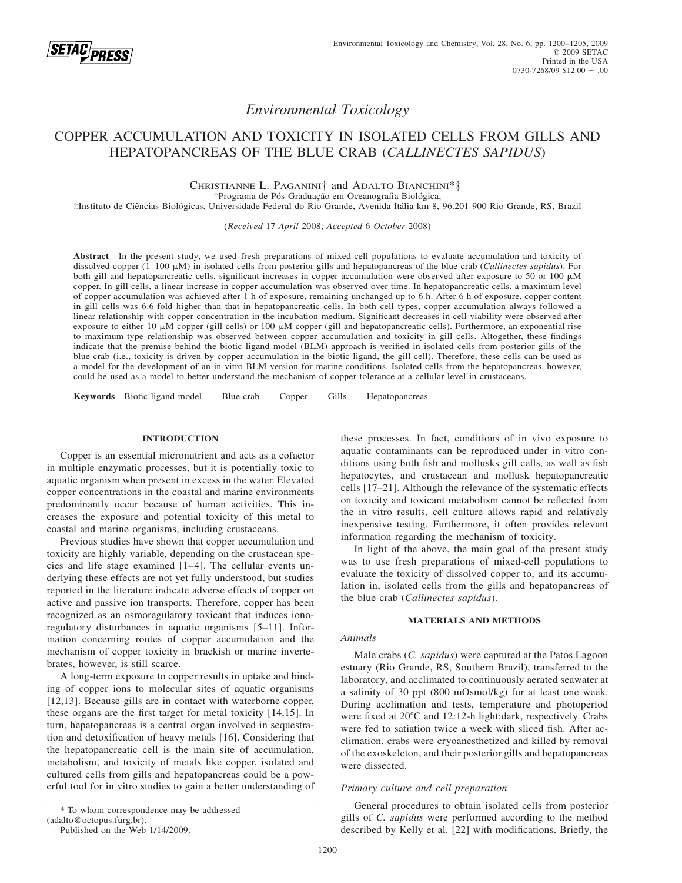*Environmental Toxicology*

# COPPER ACCUMULATION AND TOXICITY IN ISOLATED CELLS FROM GILLS AND HEPATOPANCREAS OF THE BLUE CRAB (*CALLINECTES SAPIDUS*)

CHRISTIANNE L. PAGANINI† and ADALTO BIANCHINI*‡

†Programa de Pós-Graduação em Oceanografia Biológica,

‡Instituto de Ciências Biológicas, Universidade Federal do Rio Grande, Avenida Itália km 8, 96.201-900 Rio Grande, RS, Brazil

(*Received* 17 *April* 2008; *Accepted* 6 *October* 2008)

**Abstract**—In the present study, we used fresh preparations of mixed-cell populations to evaluate accumulation and toxicity of dissolved copper (1–100 μM) in isolated cells from posterior gills and hepatopancreas of the blue crab (*Callinectes sapidus*). For both gill and hepatopancreatic cells, significant increases in copper accumulation were observed after exposure to 50 or 100 μM copper. In gill cells, a linear increase in copper accumulation was observed over time. In hepatopancreatic cells, a maximum level of copper accumulation was achieved after 1 h of exposure, remaining unchanged up to 6 h. After 6 h of exposure, copper content in gill cells was 6.6-fold higher than that in hepatopancreatic cells. In both cell types, copper accumulation always followed a linear relationship with copper concentration in the incubation medium. Significant decreases in cell viability were observed after exposure to either 10 μM copper (gill cells) or 100 μM copper (gill and hepatopancreatic cells). Furthermore, an exponential rise to maximum-type relationship was observed between copper accumulation and toxicity in gill cells. Altogether, these findings indicate that the premise behind the biotic ligand model (BLM) approach is verified in isolated cells from posterior gills of the blue crab (i.e., toxicity is driven by copper accumulation in the biotic ligand, the gill cell). Therefore, these cells can be used as a model for the development of an in vitro BLM version for marine conditions. Isolated cells from the hepatopancreas, however, could be used as a model to better understand the mechanism of copper tolerance at a cellular level in crustaceans.

**Keywords**—Biotic ligand model  Blue crab  Copper  Gills  Hepatopancreas

## INTRODUCTION

Copper is an essential micronutrient and acts as a cofactor in multiple enzymatic processes, but it is potentially toxic to aquatic organism when present in excess in the water. Elevated copper concentrations in the coastal and marine environments predominantly occur because of human activities. This increases the exposure and potential toxicity of this metal to coastal and marine organisms, including crustaceans.

Previous studies have shown that copper accumulation and toxicity are highly variable, depending on the crustacean species and life stage examined [1–4]. The cellular events underlying these effects are not yet fully understood, but studies reported in the literature indicate adverse effects of copper on active and passive ion transports. Therefore, copper has been recognized as an osmoregulatory toxicant that induces ionoregulatory disturbances in aquatic organisms [5–11]. Information concerning routes of copper accumulation and the mechanism of copper toxicity in brackish or marine invertebrates, however, is still scarce.

A long-term exposure to copper results in uptake and binding of copper ions to molecular sites of aquatic organisms [12,13]. Because gills are in contact with waterborne copper, these organs are the first target for metal toxicity [14,15]. In turn, hepatopancreas is a central organ involved in sequestration and detoxification of heavy metals [16]. Considering that the hepatopancreatic cell is the main site of accumulation, metabolism, and toxicity of metals like copper, isolated and cultured cells from gills and hepatopancreas could be a powerful tool for in vitro studies to gain a better understanding of these processes. In fact, conditions of in vivo exposure to aquatic contaminants can be reproduced under in vitro conditions using both fish and mollusks gill cells, as well as fish hepatocytes, and crustacean and mollusk hepatopancreatic cells [17–21]. Although the relevance of the systematic effects on toxicity and toxicant metabolism cannot be reflected from the in vitro results, cell culture allows rapid and relatively inexpensive testing. Furthermore, it often provides relevant information regarding the mechanism of toxicity.

In light of the above, the main goal of the present study was to use fresh preparations of mixed-cell populations to evaluate the toxicity of dissolved copper to, and its accumulation in, isolated cells from the gills and hepatopancreas of the blue crab (*Callinectes sapidus*).

## MATERIALS AND METHODS

### *Animals*

Male crabs (*C. sapidus*) were captured at the Patos Lagoon estuary (Rio Grande, RS, Southern Brazil), transferred to the laboratory, and acclimated to continuously aerated seawater at a salinity of 30 ppt (800 mOsmol/kg) for at least one week. During acclimation and tests, temperature and photoperiod were fixed at 20°C and 12:12-h light:dark, respectively. Crabs were fed to satiation twice a week with sliced fish. After acclimation, crabs were cryoanesthetized and killed by removal of the exoskeleton, and their posterior gills and hepatopancreas were dissected.

### *Primary culture and cell preparation*

General procedures to obtain isolated cells from posterior gills of *C. sapidus* were performed according to the method described by Kelly et al. [22] with modifications. Briefly, the

* To whom correspondence may be addressed (adalto@octopus.furg.br).

Published on the Web 1/14/2009.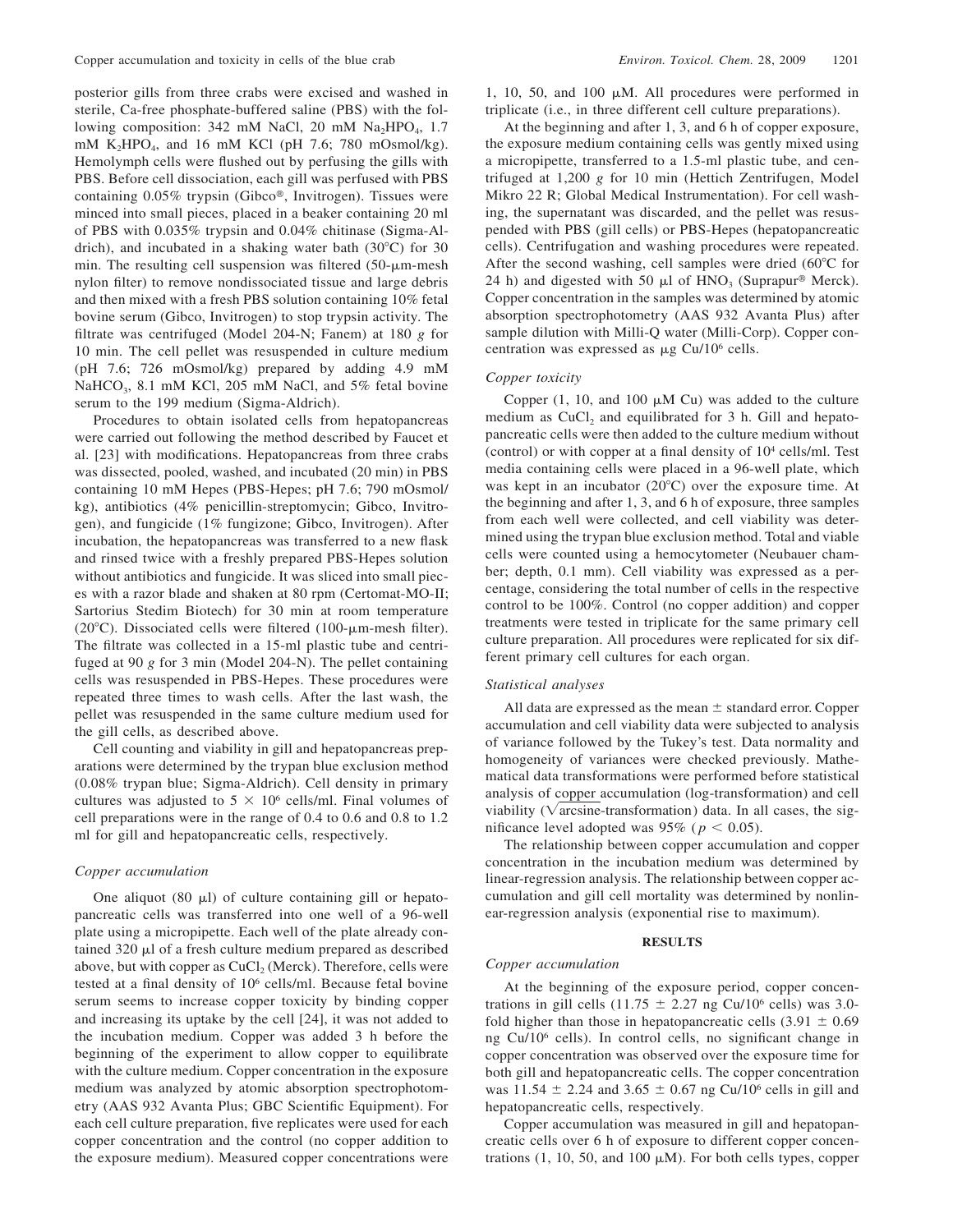posterior gills from three crabs were excised and washed in sterile, Ca-free phosphate-buffered saline (PBS) with the following composition: 342 mM NaCl, 20 mM $Na_2HPO_4$, 1.7 mM $K_2HPO_4$, and 16 mM KCl (pH 7.6; 780 mOsmol/kg). Hemolymph cells were flushed out by perfusing the gills with PBS. Before cell dissociation, each gill was perfused with PBS containing 0.05% trypsin (Gibco®, Invitrogen). Tissues were minced into small pieces, placed in a beaker containing 20 ml of PBS with 0.035% trypsin and 0.04% chitinase (Sigma-Aldrich), and incubated in a shaking water bath (30°C) for 30 min. The resulting cell suspension was filtered (50-μm-mesh nylon filter) to remove nondissociated tissue and large debris and then mixed with a fresh PBS solution containing 10% fetal bovine serum (Gibco, Invitrogen) to stop trypsin activity. The filtrate was centrifuged (Model 204-N; Fanem) at 180 *g* for 10 min. The cell pellet was resuspended in culture medium (pH 7.6; 726 mOsmol/kg) prepared by adding 4.9 mM $NaHCO_3$, 8.1 mM KCl, 205 mM NaCl, and 5% fetal bovine serum to the 199 medium (Sigma-Aldrich).

Procedures to obtain isolated cells from hepatopancreas were carried out following the method described by Faucet et al. [23] with modifications. Hepatopancreas from three crabs was dissected, pooled, washed, and incubated (20 min) in PBS containing 10 mM Hepes (PBS-Hepes; pH 7.6; 790 mOsmol/kg), antibiotics (4% penicillin-streptomycin; Gibco, Invitrogen), and fungicide (1% fungizone; Gibco, Invitrogen). After incubation, the hepatopancreas was transferred to a new flask and rinsed twice with a freshly prepared PBS-Hepes solution without antibiotics and fungicide. It was sliced into small pieces with a razor blade and shaken at 80 rpm (Certomat-MO-II; Sartorius Stedim Biotech) for 30 min at room temperature (20°C). Dissociated cells were filtered (100-μm-mesh filter). The filtrate was collected in a 15-ml plastic tube and centrifuged at 90 *g* for 3 min (Model 204-N). The pellet containing cells was resuspended in PBS-Hepes. These procedures were repeated three times to wash cells. After the last wash, the pellet was resuspended in the same culture medium used for the gill cells, as described above.

Cell counting and viability in gill and hepatopancreas preparations were determined by the trypan blue exclusion method (0.08% trypan blue; Sigma-Aldrich). Cell density in primary cultures was adjusted to $5 \times 10^6$ cells/ml. Final volumes of cell preparations were in the range of 0.4 to 0.6 and 0.8 to 1.2 ml for gill and hepatopancreatic cells, respectively.

### *Copper accumulation*

One aliquot (80 μl) of culture containing gill or hepatopancreatic cells was transferred into one well of a 96-well plate using a micropipette. Each well of the plate already contained 320 μl of a fresh culture medium prepared as described above, but with copper as $CuCl_2$ (Merck). Therefore, cells were tested at a final density of $10^6$ cells/ml. Because fetal bovine serum seems to increase copper toxicity by binding copper and increasing its uptake by the cell [24], it was not added to the incubation medium. Copper was added 3 h before the beginning of the experiment to allow copper to equilibrate with the culture medium. Copper concentration in the exposure medium was analyzed by atomic absorption spectrophotometry (AAS 932 Avanta Plus; GBC Scientific Equipment). For each cell culture preparation, five replicates were used for each copper concentration and the control (no copper addition to the exposure medium). Measured copper concentrations were 1, 10, 50, and 100 μM. All procedures were performed in triplicate (i.e., in three different cell culture preparations).

At the beginning and after 1, 3, and 6 h of copper exposure, the exposure medium containing cells was gently mixed using a micropipette, transferred to a 1.5-ml plastic tube, and centrifuged at 1,200 *g* for 10 min (Hettich Zentrifugen, Model Mikro 22 R; Global Medical Instrumentation). For cell washing, the supernatant was discarded, and the pellet was resuspended with PBS (gill cells) or PBS-Hepes (hepatopancreatic cells). Centrifugation and washing procedures were repeated. After the second washing, cell samples were dried (60°C for 24 h) and digested with 50 μl of $HNO_3$ (Suprapur® Merck). Copper concentration in the samples was determined by atomic absorption spectrophotometry (AAS 932 Avanta Plus) after sample dilution with Milli-Q water (Milli-Corp). Copper concentration was expressed as μg Cu/$10^6$ cells.

### *Copper toxicity*

Copper (1, 10, and 100 μM Cu) was added to the culture medium as $CuCl_2$ and equilibrated for 3 h. Gill and hepatopancreatic cells were then added to the culture medium without (control) or with copper at a final density of $10^4$ cells/ml. Test media containing cells were placed in a 96-well plate, which was kept in an incubator (20°C) over the exposure time. At the beginning and after 1, 3, and 6 h of exposure, three samples from each well were collected, and cell viability was determined using the trypan blue exclusion method. Total and viable cells were counted using a hemocytometer (Neubauer chamber; depth, 0.1 mm). Cell viability was expressed as a percentage, considering the total number of cells in the respective control to be 100%. Control (no copper addition) and copper treatments were tested in triplicate for the same primary cell culture preparation. All procedures were replicated for six different primary cell cultures for each organ.

### *Statistical analyses*

All data are expressed as the mean ± standard error. Copper accumulation and cell viability data were subjected to analysis of variance followed by the Tukey's test. Data normality and homogeneity of variances were checked previously. Mathematical data transformations were performed before statistical analysis of copper accumulation (log-transformation) and cell viability ($\sqrt{\text{arcsine}}$-transformation) data. In all cases, the significance level adopted was 95% ($p < 0.05$).

The relationship between copper accumulation and copper concentration in the incubation medium was determined by linear-regression analysis. The relationship between copper accumulation and gill cell mortality was determined by nonlinear-regression analysis (exponential rise to maximum).

## RESULTS

### *Copper accumulation*

At the beginning of the exposure period, copper concentrations in gill cells (11.75 ± 2.27 ng Cu/$10^6$ cells) was 3.0-fold higher than those in hepatopancreatic cells (3.91 ± 0.69 ng Cu/$10^6$ cells). In control cells, no significant change in copper concentration was observed over the exposure time for both gill and hepatopancreatic cells. The copper concentration was 11.54 ± 2.24 and 3.65 ± 0.67 ng Cu/$10^6$ cells in gill and hepatopancreatic cells, respectively.

Copper accumulation was measured in gill and hepatopancreatic cells over 6 h of exposure to different copper concentrations (1, 10, 50, and 100 μM). For both cells types, copper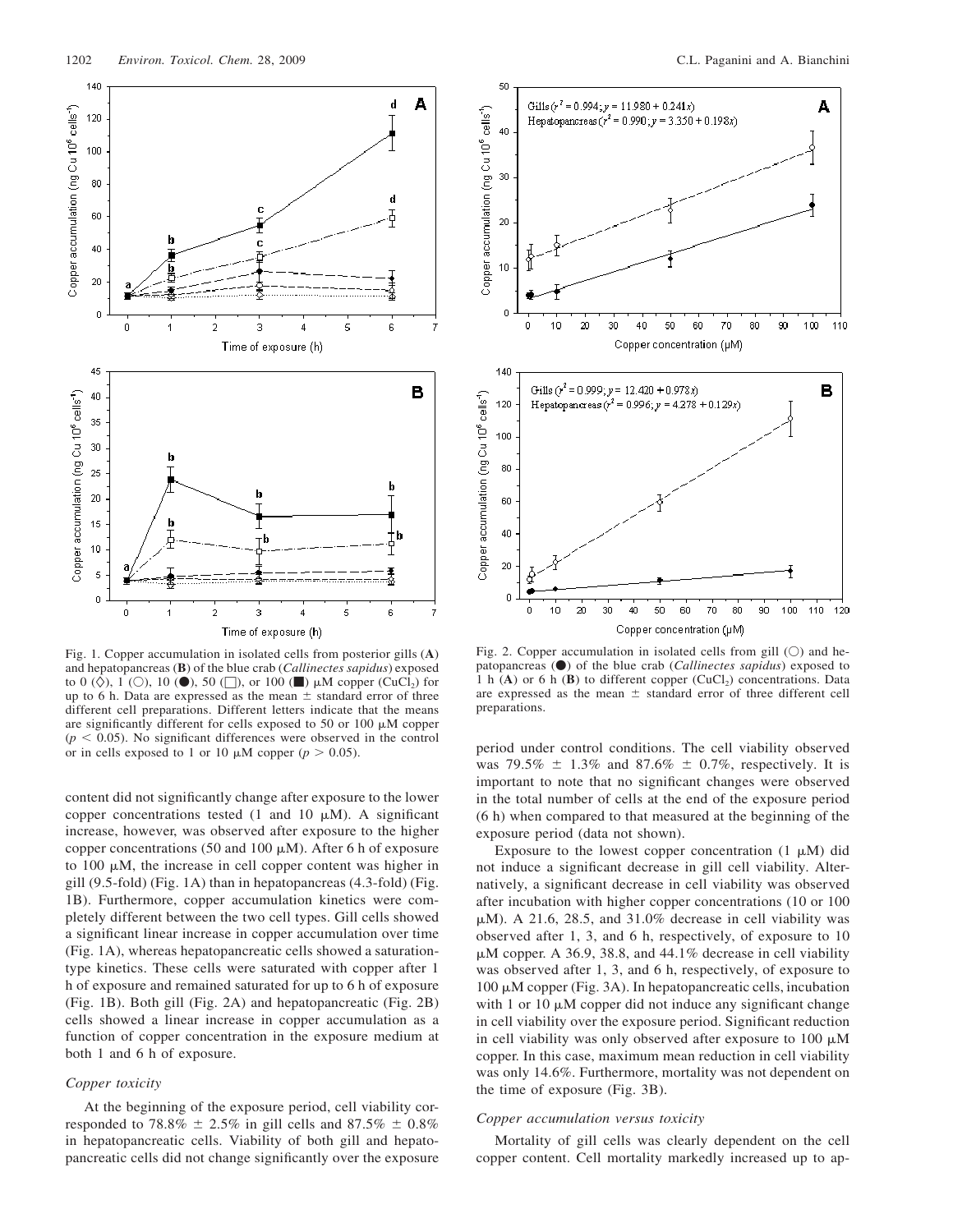Fig. 1. Copper accumulation in isolated cells from posterior gills (**A**) and hepatopancreas (**B**) of the blue crab (*Callinectes sapidus*) exposed to 0 (◇), 1 (○), 10 (●), 50 (□), or 100 (■) μM copper ($CuCl_2$) for up to 6 h. Data are expressed as the mean ± standard error of three different cell preparations. Different letters indicate that the means are significantly different for cells exposed to 50 or 100 μM copper ($p < 0.05$). No significant differences were observed in the control or in cells exposed to 1 or 10 μM copper ($p > 0.05$).

Fig. 2. Copper accumulation in isolated cells from gill (○) and hepatopancreas (●) of the blue crab (*Callinectes sapidus*) exposed to 1 h (**A**) or 6 h (**B**) to different copper ($CuCl_2$) concentrations. Data are expressed as the mean ± standard error of three different cell preparations.

content did not significantly change after exposure to the lower copper concentrations tested (1 and 10 μM). A significant increase, however, was observed after exposure to the higher copper concentrations (50 and 100 μM). After 6 h of exposure to 100 μM, the increase in cell copper content was higher in gill (9.5-fold) (Fig. 1A) than in hepatopancreas (4.3-fold) (Fig. 1B). Furthermore, copper accumulation kinetics were completely different between the two cell types. Gill cells showed a significant linear increase in copper accumulation over time (Fig. 1A), whereas hepatopancreatic cells showed a saturation-type kinetics. These cells were saturated with copper after 1 h of exposure and remained saturated for up to 6 h of exposure (Fig. 1B). Both gill (Fig. 2A) and hepatopancreatic (Fig. 2B) cells showed a linear increase in copper accumulation as a function of copper concentration in the exposure medium at both 1 and 6 h of exposure.

### *Copper toxicity*

At the beginning of the exposure period, cell viability corresponded to 78.8% ± 2.5% in gill cells and 87.5% ± 0.8% in hepatopancreatic cells. Viability of both gill and hepatopancreatic cells did not change significantly over the exposure period under control conditions. The cell viability observed was 79.5% ± 1.3% and 87.6% ± 0.7%, respectively. It is important to note that no significant changes were observed in the total number of cells at the end of the exposure period (6 h) when compared to that measured at the beginning of the exposure period (data not shown).

Exposure to the lowest copper concentration (1 μM) did not induce a significant decrease in gill cell viability. Alternatively, a significant decrease in cell viability was observed after incubation with higher copper concentrations (10 or 100 μM). A 21.6, 28.5, and 31.0% decrease in cell viability was observed after 1, 3, and 6 h, respectively, of exposure to 10 μM copper. A 36.9, 38.8, and 44.1% decrease in cell viability was observed after 1, 3, and 6 h, respectively, of exposure to 100 μM copper (Fig. 3A). In hepatopancreatic cells, incubation with 1 or 10 μM copper did not induce any significant change in cell viability over the exposure period. Significant reduction in cell viability was only observed after exposure to 100 μM copper. In this case, maximum mean reduction in cell viability was only 14.6%. Furthermore, mortality was not dependent on the time of exposure (Fig. 3B).

### *Copper accumulation versus toxicity*

Mortality of gill cells was clearly dependent on the cell copper content. Cell mortality markedly increased up to ap-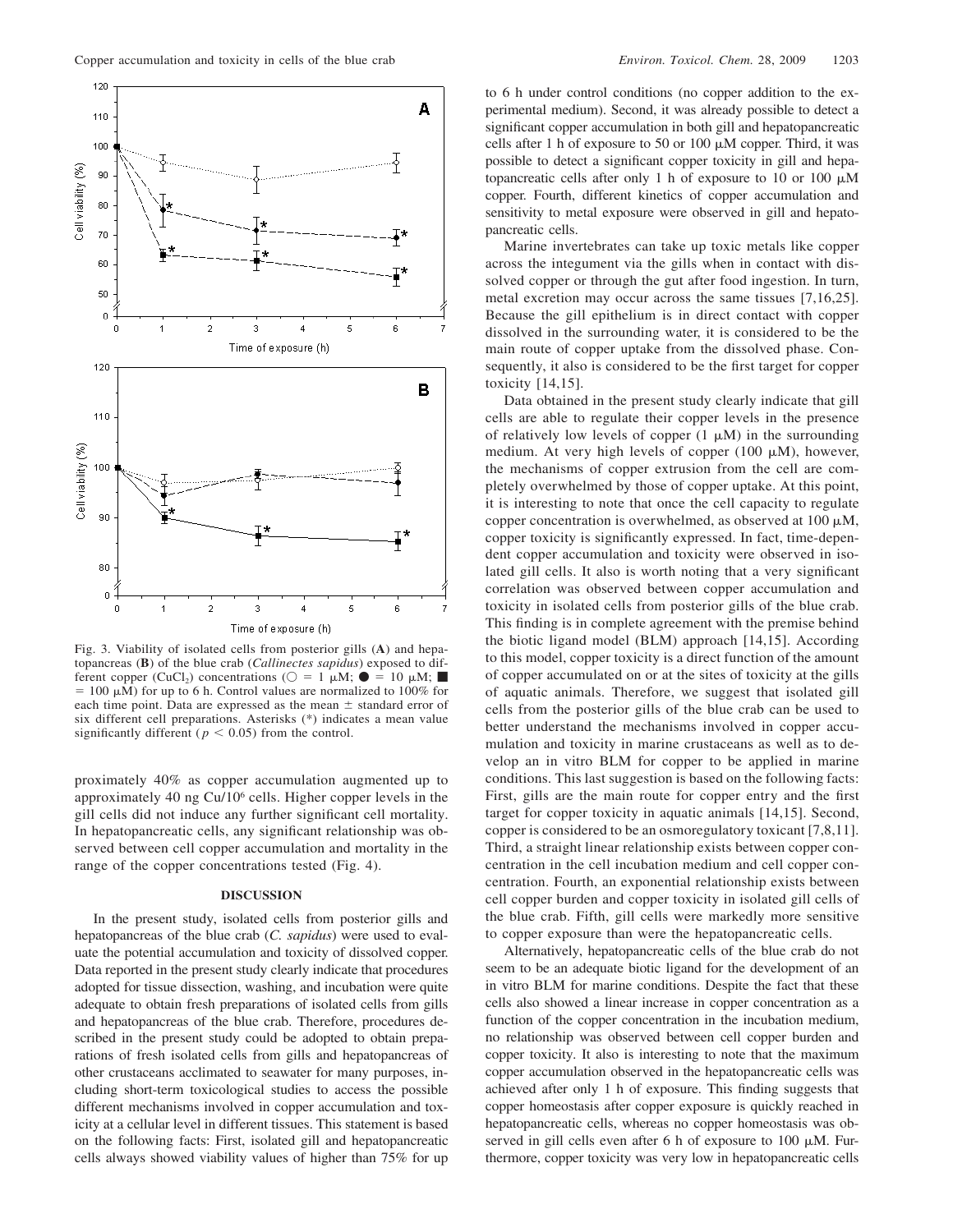Fig. 3. Viability of isolated cells from posterior gills (**A**) and hepatopancreas (**B**) of the blue crab (*Callinectes sapidus*) exposed to different copper ($CuCl_2$) concentrations (○ = 1 μM; ● = 10 μM; ■ = 100 μM) for up to 6 h. Control values are normalized to 100% for each time point. Data are expressed as the mean ± standard error of six different cell preparations. Asterisks (*) indicates a mean value significantly different ($p < 0.05$) from the control.

proximately 40% as copper accumulation augmented up to approximately 40 ng Cu/$10^6$ cells. Higher copper levels in the gill cells did not induce any further significant cell mortality. In hepatopancreatic cells, any significant relationship was observed between cell copper accumulation and mortality in the range of the copper concentrations tested (Fig. 4).

## DISCUSSION

In the present study, isolated cells from posterior gills and hepatopancreas of the blue crab (*C. sapidus*) were used to evaluate the potential accumulation and toxicity of dissolved copper. Data reported in the present study clearly indicate that procedures adopted for tissue dissection, washing, and incubation were quite adequate to obtain fresh preparations of isolated cells from gills and hepatopancreas of the blue crab. Therefore, procedures described in the present study could be adopted to obtain preparations of fresh isolated cells from gills and hepatopancreas of other crustaceans acclimated to seawater for many purposes, including short-term toxicological studies to access the possible different mechanisms involved in copper accumulation and toxicity at a cellular level in different tissues. This statement is based on the following facts: First, isolated gill and hepatopancreatic cells always showed viability values of higher than 75% for up to 6 h under control conditions (no copper addition to the experimental medium). Second, it was already possible to detect a significant copper accumulation in both gill and hepatopancreatic cells after 1 h of exposure to 50 or 100 μM copper. Third, it was possible to detect a significant copper toxicity in gill and hepatopancreatic cells after only 1 h of exposure to 10 or 100 μM copper. Fourth, different kinetics of copper accumulation and sensitivity to metal exposure were observed in gill and hepatopancreatic cells.

Marine invertebrates can take up toxic metals like copper across the integument via the gills when in contact with dissolved copper or through the gut after food ingestion. In turn, metal excretion may occur across the same tissues [7,16,25]. Because the gill epithelium is in direct contact with copper dissolved in the surrounding water, it is considered to be the main route of copper uptake from the dissolved phase. Consequently, it also is considered to be the first target for copper toxicity [14,15].

Data obtained in the present study clearly indicate that gill cells are able to regulate their copper levels in the presence of relatively low levels of copper (1 μM) in the surrounding medium. At very high levels of copper (100 μM), however, the mechanisms of copper extrusion from the cell are completely overwhelmed by those of copper uptake. At this point, it is interesting to note that once the cell capacity to regulate copper concentration is overwhelmed, as observed at 100 μM, copper toxicity is significantly expressed. In fact, time-dependent copper accumulation and toxicity were observed in isolated gill cells. It also is worth noting that a very significant correlation was observed between copper accumulation and toxicity in isolated cells from posterior gills of the blue crab. This finding is in complete agreement with the premise behind the biotic ligand model (BLM) approach [14,15]. According to this model, copper toxicity is a direct function of the amount of copper accumulated on or at the sites of toxicity at the gills of aquatic animals. Therefore, we suggest that isolated gill cells from the posterior gills of the blue crab can be used to better understand the mechanisms involved in copper accumulation and toxicity in marine crustaceans as well as to develop an in vitro BLM for copper to be applied in marine conditions. This last suggestion is based on the following facts: First, gills are the main route for copper entry and the first target for copper toxicity in aquatic animals [14,15]. Second, copper is considered to be an osmoregulatory toxicant [7,8,11]. Third, a straight linear relationship exists between copper concentration in the cell incubation medium and cell copper concentration. Fourth, an exponential relationship exists between cell copper burden and copper toxicity in isolated gill cells of the blue crab. Fifth, gill cells were markedly more sensitive to copper exposure than were the hepatopancreatic cells.

Alternatively, hepatopancreatic cells of the blue crab do not seem to be an adequate biotic ligand for the development of an in vitro BLM for marine conditions. Despite the fact that these cells also showed a linear increase in copper concentration as a function of the copper concentration in the incubation medium, no relationship was observed between cell copper burden and copper toxicity. It also is interesting to note that the maximum copper accumulation observed in the hepatopancreatic cells was achieved after only 1 h of exposure. This finding suggests that copper homeostasis after copper exposure is quickly reached in hepatopancreatic cells, whereas no copper homeostasis was observed in gill cells even after 6 h of exposure to 100 μM. Furthermore, copper toxicity was very low in hepatopancreatic cells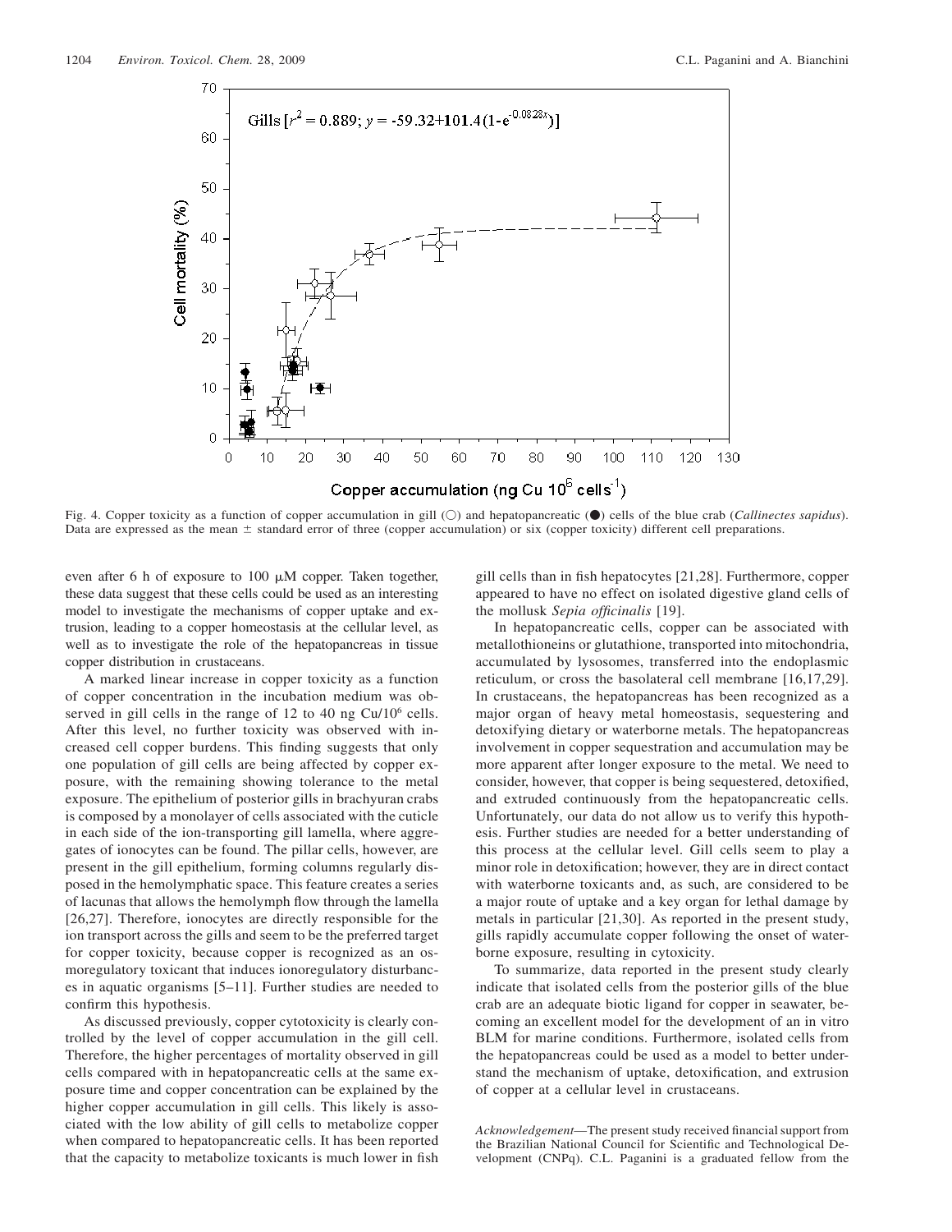Fig. 4. Copper toxicity as a function of copper accumulation in gill (○) and hepatopancreatic (●) cells of the blue crab (*Callinectes sapidus*). Data are expressed as the mean ± standard error of three (copper accumulation) or six (copper toxicity) different cell preparations.

even after 6 h of exposure to 100 μM copper. Taken together, these data suggest that these cells could be used as an interesting model to investigate the mechanisms of copper uptake and extrusion, leading to a copper homeostasis at the cellular level, as well as to investigate the role of the hepatopancreas in tissue copper distribution in crustaceans.

A marked linear increase in copper toxicity as a function of copper concentration in the incubation medium was observed in gill cells in the range of 12 to 40 ng Cu/$10^6$ cells. After this level, no further toxicity was observed with increased cell copper burdens. This finding suggests that only one population of gill cells are being affected by copper exposure, with the remaining showing tolerance to the metal exposure. The epithelium of posterior gills in brachyuran crabs is composed by a monolayer of cells associated with the cuticle in each side of the ion-transporting gill lamella, where aggregates of ionocytes can be found. The pillar cells, however, are present in the gill epithelium, forming columns regularly disposed in the hemolymphatic space. This feature creates a series of lacunas that allows the hemolymph flow through the lamella [26,27]. Therefore, ionocytes are directly responsible for the ion transport across the gills and seem to be the preferred target for copper toxicity, because copper is recognized as an osmoregulatory toxicant that induces ionoregulatory disturbances in aquatic organisms [5–11]. Further studies are needed to confirm this hypothesis.

As discussed previously, copper cytotoxicity is clearly controlled by the level of copper accumulation in the gill cell. Therefore, the higher percentages of mortality observed in gill cells compared with in hepatopancreatic cells at the same exposure time and copper concentration can be explained by the higher copper accumulation in gill cells. This likely is associated with the low ability of gill cells to metabolize copper when compared to hepatopancreatic cells. It has been reported that the capacity to metabolize toxicants is much lower in fish gill cells than in fish hepatocytes [21,28]. Furthermore, copper appeared to have no effect on isolated digestive gland cells of the mollusk *Sepia officinalis* [19].

In hepatopancreatic cells, copper can be associated with metallothioneins or glutathione, transported into mitochondria, accumulated by lysosomes, transferred into the endoplasmic reticulum, or cross the basolateral cell membrane [16,17,29]. In crustaceans, the hepatopancreas has been recognized as a major organ of heavy metal homeostasis, sequestering and detoxifying dietary or waterborne metals. The hepatopancreas involvement in copper sequestration and accumulation may be more apparent after longer exposure to the metal. We need to consider, however, that copper is being sequestered, detoxified, and extruded continuously from the hepatopancreatic cells. Unfortunately, our data do not allow us to verify this hypothesis. Further studies are needed for a better understanding of this process at the cellular level. Gill cells seem to play a minor role in detoxification; however, they are in direct contact with waterborne toxicants and, as such, are considered to be a major route of uptake and a key organ for lethal damage by metals in particular [21,30]. As reported in the present study, gills rapidly accumulate copper following the onset of waterborne exposure, resulting in cytoxicity.

To summarize, data reported in the present study clearly indicate that isolated cells from the posterior gills of the blue crab are an adequate biotic ligand for copper in seawater, becoming an excellent model for the development of an in vitro BLM for marine conditions. Furthermore, isolated cells from the hepatopancreas could be used as a model to better understand the mechanism of uptake, detoxification, and extrusion of copper at a cellular level in crustaceans.

*Acknowledgement*—The present study received financial support from the Brazilian National Council for Scientific and Technological Development (CNPq). C.L. Paganini is a graduated fellow from the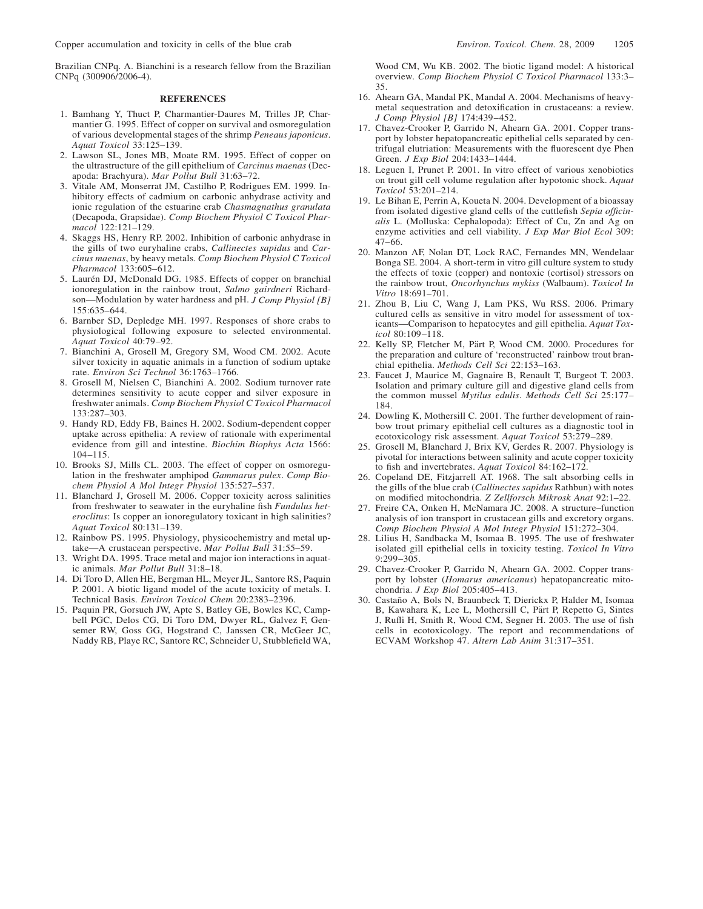Brazilian CNPq. A. Bianchini is a research fellow from the Brazilian CNPq (300906/2006-4).

## REFERENCES

1. Bamhang Y, Thuct P, Charmantier-Daures M, Trilles JP, Charmantier G. 1995. Effect of copper on survival and osmoregulation of various developmental stages of the shrimp *Peneaus japonicus*. *Aquat Toxicol* 33:125–139.
2. Lawson SL, Jones MB, Moate RM. 1995. Effect of copper on the ultrastructure of the gill epithelium of *Carcinus maenas* (Decapoda: Brachyura). *Mar Pollut Bull* 31:63–72.
3. Vitale AM, Monserrat JM, Castilho P, Rodrigues EM. 1999. Inhibitory effects of cadmium on carbonic anhydrase activity and ionic regulation of the estuarine crab *Chasmagnathus granulata* (Decapoda, Grapsidae). *Comp Biochem Physiol C Toxicol Pharmacol* 122:121–129.
4. Skaggs HS, Henry RP. 2002. Inhibition of carbonic anhydrase in the gills of two euryhaline crabs, *Callinectes sapidus* and *Carcinus maenas*, by heavy metals. *Comp Biochem Physiol C Toxicol Pharmacol* 133:605–612.
5. Laurén DJ, McDonald DG. 1985. Effects of copper on branchial ionoregulation in the rainbow trout, *Salmo gairdneri* Richardson—Modulation by water hardness and pH. *J Comp Physiol [B]* 155:635–644.
6. Barnber SD, Depledge MH. 1997. Responses of shore crabs to physiological following exposure to selected environmental. *Aquat Toxicol* 40:79–92.
7. Bianchini A, Grosell M, Gregory SM, Wood CM. 2002. Acute silver toxicity in aquatic animals in a function of sodium uptake rate. *Environ Sci Technol* 36:1763–1766.
8. Grosell M, Nielsen C, Bianchini A. 2002. Sodium turnover rate determines sensitivity to acute copper and silver exposure in freshwater animals. *Comp Biochem Physiol C Toxicol Pharmacol* 133:287–303.
9. Handy RD, Eddy FB, Baines H. 2002. Sodium-dependent copper uptake across epithelia: A review of rationale with experimental evidence from gill and intestine. *Biochim Biophys Acta* 1566: 104–115.
10. Brooks SJ, Mills CL. 2003. The effect of copper on osmoregulation in the freshwater amphipod *Gammarus pulex*. *Comp Biochem Physiol A Mol Integr Physiol* 135:527–537.
11. Blanchard J, Grosell M. 2006. Copper toxicity across salinities from freshwater to seawater in the euryhaline fish *Fundulus heteroclitus*: Is copper an ionoregulatory toxicant in high salinities? *Aquat Toxicol* 80:131–139.
12. Rainbow PS. 1995. Physiology, physicochemistry and metal uptake—A crustacean perspective. *Mar Pollut Bull* 31:55–59.
13. Wright DA. 1995. Trace metal and major ion interactions in aquatic animals. *Mar Pollut Bull* 31:8–18.
14. Di Toro D, Allen HE, Bergman HL, Meyer JL, Santore RS, Paquin P. 2001. A biotic ligand model of the acute toxicity of metals. I. Technical Basis. *Environ Toxicol Chem* 20:2383–2396.
15. Paquin PR, Gorsuch JW, Apte S, Batley GE, Bowles KC, Campbell PGC, Delos CG, Di Toro DM, Dwyer RL, Galvez F, Gensemer RW, Goss GG, Hogstrand C, Janssen CR, McGeer JC, Naddy RB, Playe RC, Santore RC, Schneider U, Stubblefield WA, Wood CM, Wu KB. 2002. The biotic ligand model: A historical overview. *Comp Biochem Physiol C Toxicol Pharmacol* 133:3–35.
16. Ahearn GA, Mandal PK, Mandal A. 2004. Mechanisms of heavy-metal sequestration and detoxification in crustaceans: a review. *J Comp Physiol [B]* 174:439–452.
17. Chavez-Crooker P, Garrido N, Ahearn GA. 2001. Copper transport by lobster hepatopancreatic epithelial cells separated by centrifugal elutriation: Measurements with the fluorescent dye Phen Green. *J Exp Biol* 204:1433–1444.
18. Leguen I, Prunet P. 2001. In vitro effect of various xenobiotics on trout gill cell volume regulation after hypotonic shock. *Aquat Toxicol* 53:201–214.
19. Le Bihan E, Perrin A, Koueta N. 2004. Development of a bioassay from isolated digestive gland cells of the cuttlefish *Sepia officinalis* L. (Molluska: Cephalopoda): Effect of Cu, Zn and Ag on enzyme activities and cell viability. *J Exp Mar Biol Ecol* 309: 47–66.
20. Manzon AF, Nolan DT, Lock RAC, Fernandes MN, Wendelaar Bonga SE. 2004. A short-term in vitro gill culture system to study the effects of toxic (copper) and nontoxic (cortisol) stressors on the rainbow trout, *Oncorhynchus mykiss* (Walbaum). *Toxicol In Vitro* 18:691–701.
21. Zhou B, Liu C, Wang J, Lam PKS, Wu RSS. 2006. Primary cultured cells as sensitive in vitro model for assessment of toxicants—Comparison to hepatocytes and gill epithelia. *Aquat Toxicol* 80:109–118.
22. Kelly SP, Fletcher M, Pärt P, Wood CM. 2000. Procedures for the preparation and culture of 'reconstructed' rainbow trout branchial epithelia. *Methods Cell Sci* 22:153–163.
23. Faucet J, Maurice M, Gagnaire B, Renault T, Burgeot T. 2003. Isolation and primary culture gill and digestive gland cells from the common mussel *Mytilus edulis*. *Methods Cell Sci* 25:177–184.
24. Dowling K, Mothersill C. 2001. The further development of rainbow trout primary epithelial cell cultures as a diagnostic tool in ecotoxicology risk assessment. *Aquat Toxicol* 53:279–289.
25. Grosell M, Blanchard J, Brix KV, Gerdes R. 2007. Physiology is pivotal for interactions between salinity and acute copper toxicity to fish and invertebrates. *Aquat Toxicol* 84:162–172.
26. Copeland DE, Fitzjarrell AT. 1968. The salt absorbing cells in the gills of the blue crab (*Callinectes sapidus* Rathbun) with notes on modified mitochondria. *Z Zellforsch Mikrosk Anat* 92:1–22.
27. Freire CA, Onken H, McNamara JC. 2008. A structure–function analysis of ion transport in crustacean gills and excretory organs. *Comp Biochem Physiol A Mol Integr Physiol* 151:272–304.
28. Lilius H, Sandbacka M, Isomaa B. 1995. The use of freshwater isolated gill epithelial cells in toxicity testing. *Toxicol In Vitro* 9:299–305.
29. Chavez-Crooker P, Garrido N, Ahearn GA. 2002. Copper transport by lobster (*Homarus americanus*) hepatopancreatic mitochondria. *J Exp Biol* 205:405–413.
30. Castaño A, Bols N, Braunbeck T, Dierickx P, Halder M, Isomaa B, Kawahara K, Lee L, Mothersill C, Pärt P, Repetto G, Sintes J, Rufli H, Smith R, Wood CM, Segner H. 2003. The use of fish cells in ecotoxicology. The report and recommendations of ECVAM Workshop 47. *Altern Lab Anim* 31:317–351.